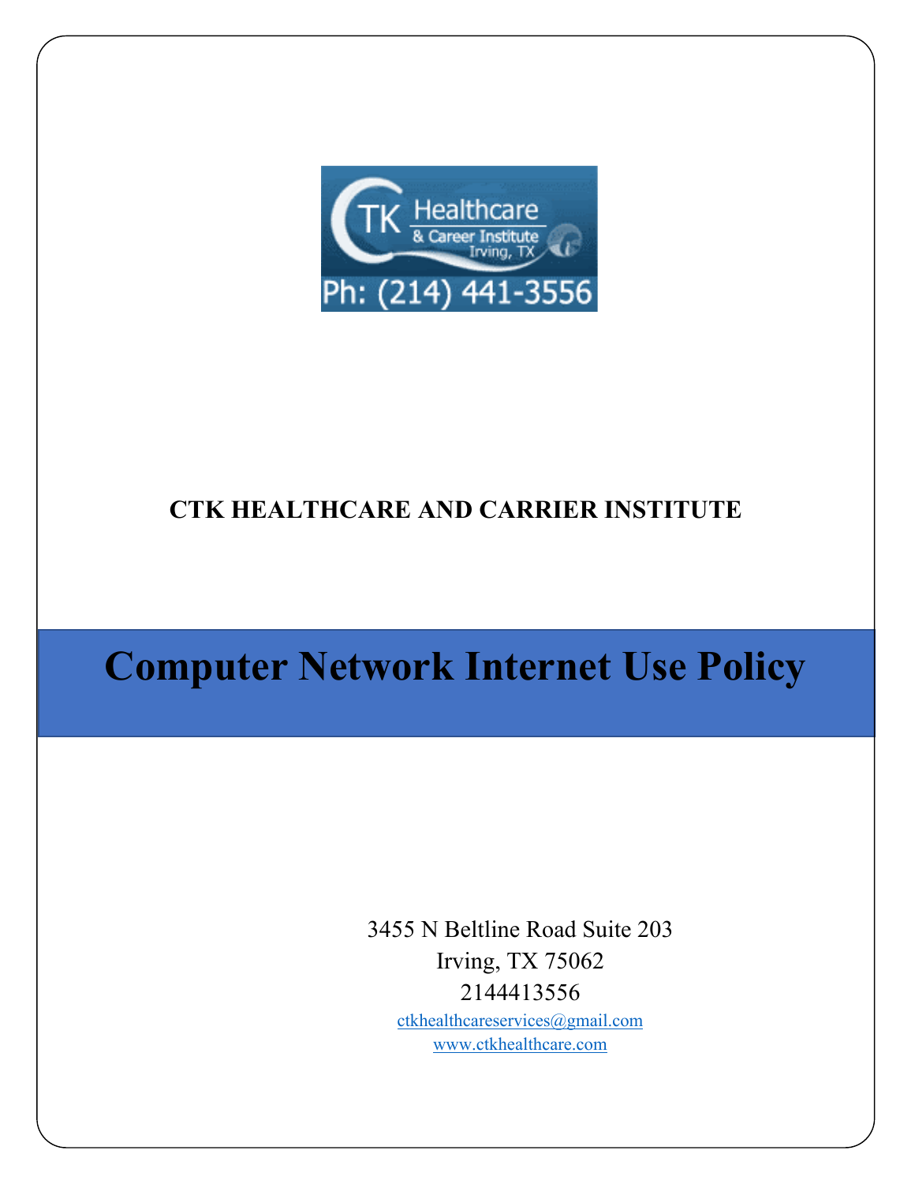CTK Healthcare & Career Institute
Irving, TX
Ph: (214) 441-3556

**CTK HEALTHCARE AND CARRIER INSTITUTE**

# Computer Network Internet Use Policy

3455 N Beltline Road Suite 203
Irving, TX 75062
2144413556
ctkhealthcareservices@gmail.com
www.ctkhealthcare.com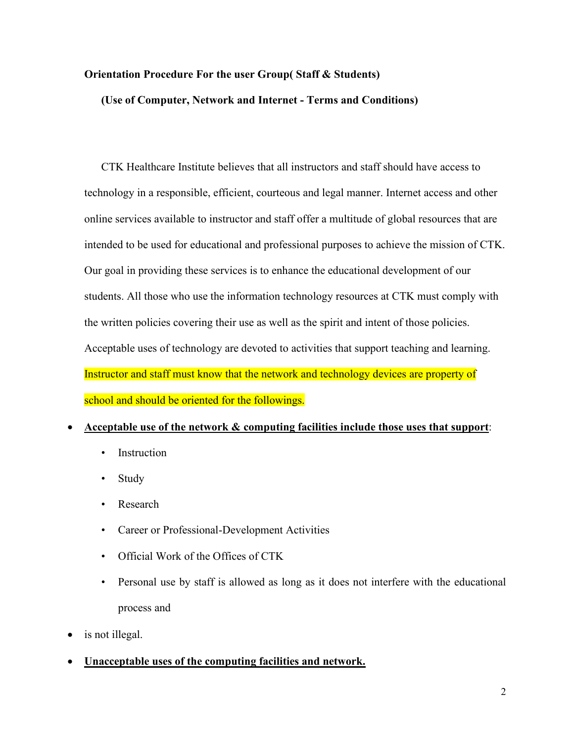**Orientation Procedure For the user Group( Staff & Students)**

**(Use of Computer, Network and Internet - Terms and Conditions)**

CTK Healthcare Institute believes that all instructors and staff should have access to technology in a responsible, efficient, courteous and legal manner. Internet access and other online services available to instructor and staff offer a multitude of global resources that are intended to be used for educational and professional purposes to achieve the mission of CTK. Our goal in providing these services is to enhance the educational development of our students. All those who use the information technology resources at CTK must comply with the written policies covering their use as well as the spirit and intent of those policies. Acceptable uses of technology are devoted to activities that support teaching and learning. Instructor and staff must know that the network and technology devices are property of school and should be oriented for the followings.

- **<u>Acceptable use of the network & computing facilities include those uses that support</u>**:
  - Instruction
  - Study
  - Research
  - Career or Professional-Development Activities
  - Official Work of the Offices of CTK
  - Personal use by staff is allowed as long as it does not interfere with the educational process and
- is not illegal.
- **<u>Unacceptable uses of the computing facilities and network.</u>**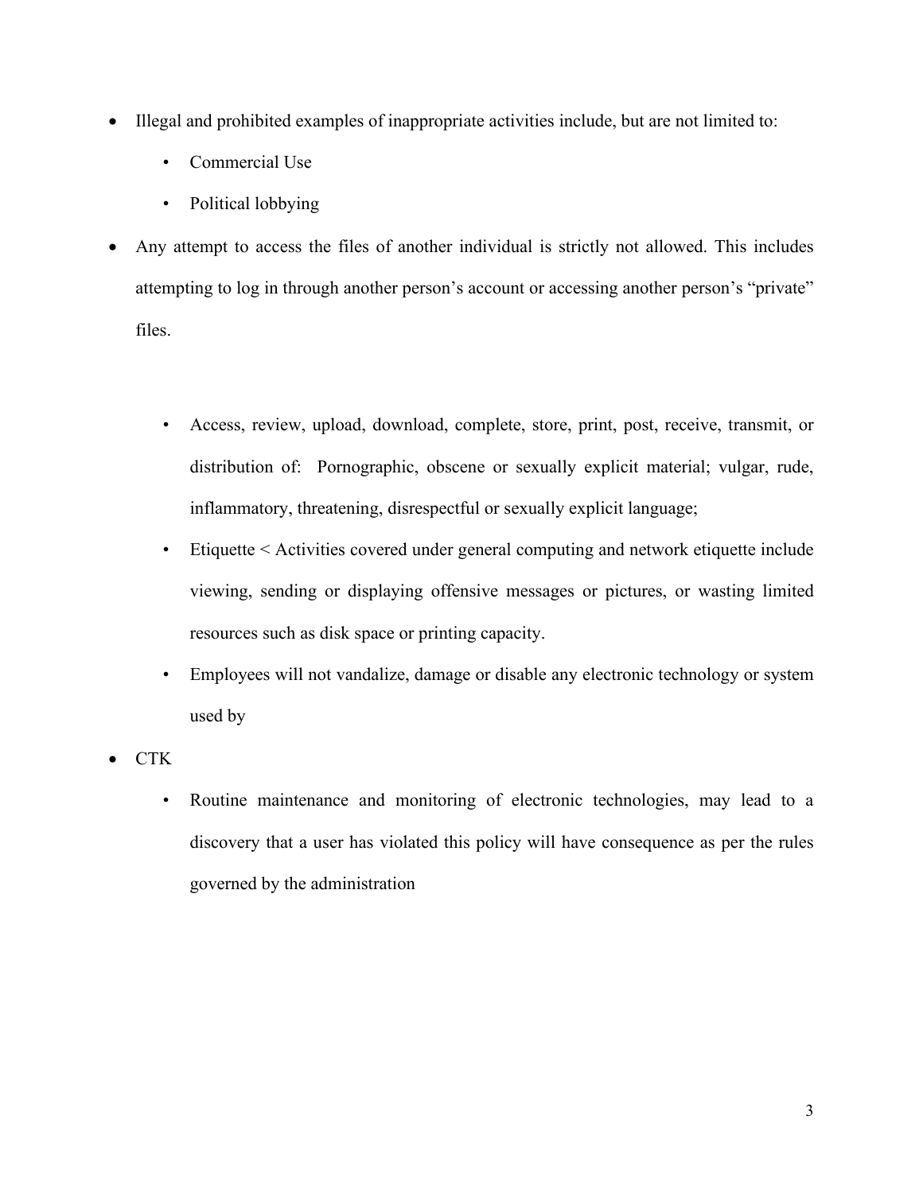- Illegal and prohibited examples of inappropriate activities include, but are not limited to:
  - Commercial Use
  - Political lobbying
- Any attempt to access the files of another individual is strictly not allowed. This includes attempting to log in through another person's account or accessing another person's "private" files.

  - Access, review, upload, download, complete, store, print, post, receive, transmit, or distribution of: Pornographic, obscene or sexually explicit material; vulgar, rude, inflammatory, threatening, disrespectful or sexually explicit language;
  - Etiquette < Activities covered under general computing and network etiquette include viewing, sending or displaying offensive messages or pictures, or wasting limited resources such as disk space or printing capacity.
  - Employees will not vandalize, damage or disable any electronic technology or system used by
- CTK
  - Routine maintenance and monitoring of electronic technologies, may lead to a discovery that a user has violated this policy will have consequence as per the rules governed by the administration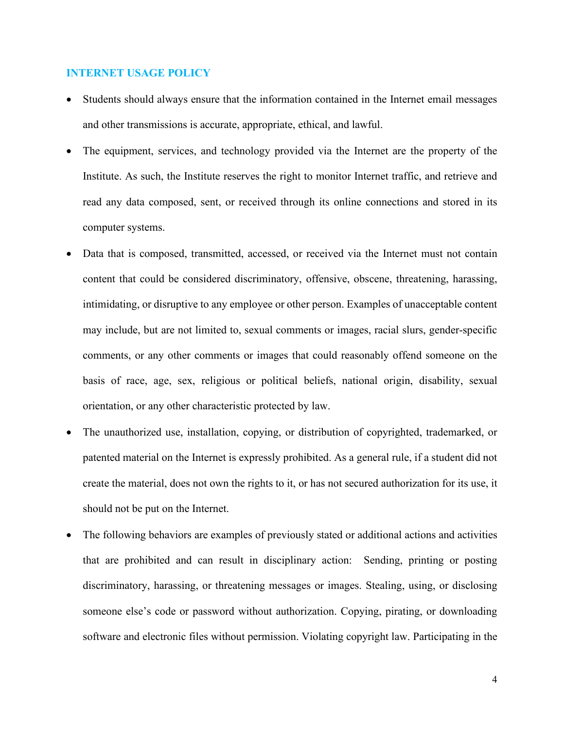## INTERNET USAGE POLICY

- Students should always ensure that the information contained in the Internet email messages and other transmissions is accurate, appropriate, ethical, and lawful.
- The equipment, services, and technology provided via the Internet are the property of the Institute. As such, the Institute reserves the right to monitor Internet traffic, and retrieve and read any data composed, sent, or received through its online connections and stored in its computer systems.
- Data that is composed, transmitted, accessed, or received via the Internet must not contain content that could be considered discriminatory, offensive, obscene, threatening, harassing, intimidating, or disruptive to any employee or other person. Examples of unacceptable content may include, but are not limited to, sexual comments or images, racial slurs, gender-specific comments, or any other comments or images that could reasonably offend someone on the basis of race, age, sex, religious or political beliefs, national origin, disability, sexual orientation, or any other characteristic protected by law.
- The unauthorized use, installation, copying, or distribution of copyrighted, trademarked, or patented material on the Internet is expressly prohibited. As a general rule, if a student did not create the material, does not own the rights to it, or has not secured authorization for its use, it should not be put on the Internet.
- The following behaviors are examples of previously stated or additional actions and activities that are prohibited and can result in disciplinary action: Sending, printing or posting discriminatory, harassing, or threatening messages or images. Stealing, using, or disclosing someone else's code or password without authorization. Copying, pirating, or downloading software and electronic files without permission. Violating copyright law. Participating in the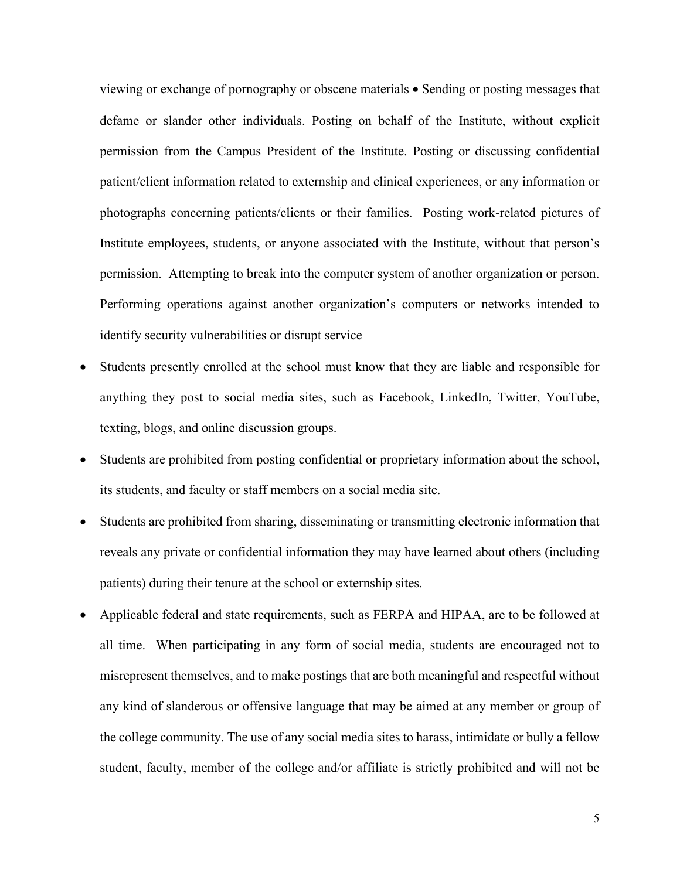viewing or exchange of pornography or obscene materials • Sending or posting messages that defame or slander other individuals. Posting on behalf of the Institute, without explicit permission from the Campus President of the Institute. Posting or discussing confidential patient/client information related to externship and clinical experiences, or any information or photographs concerning patients/clients or their families. Posting work-related pictures of Institute employees, students, or anyone associated with the Institute, without that person's permission. Attempting to break into the computer system of another organization or person. Performing operations against another organization's computers or networks intended to identify security vulnerabilities or disrupt service

- Students presently enrolled at the school must know that they are liable and responsible for anything they post to social media sites, such as Facebook, LinkedIn, Twitter, YouTube, texting, blogs, and online discussion groups.
- Students are prohibited from posting confidential or proprietary information about the school, its students, and faculty or staff members on a social media site.
- Students are prohibited from sharing, disseminating or transmitting electronic information that reveals any private or confidential information they may have learned about others (including patients) during their tenure at the school or externship sites.
- Applicable federal and state requirements, such as FERPA and HIPAA, are to be followed at all time. When participating in any form of social media, students are encouraged not to misrepresent themselves, and to make postings that are both meaningful and respectful without any kind of slanderous or offensive language that may be aimed at any member or group of the college community. The use of any social media sites to harass, intimidate or bully a fellow student, faculty, member of the college and/or affiliate is strictly prohibited and will not be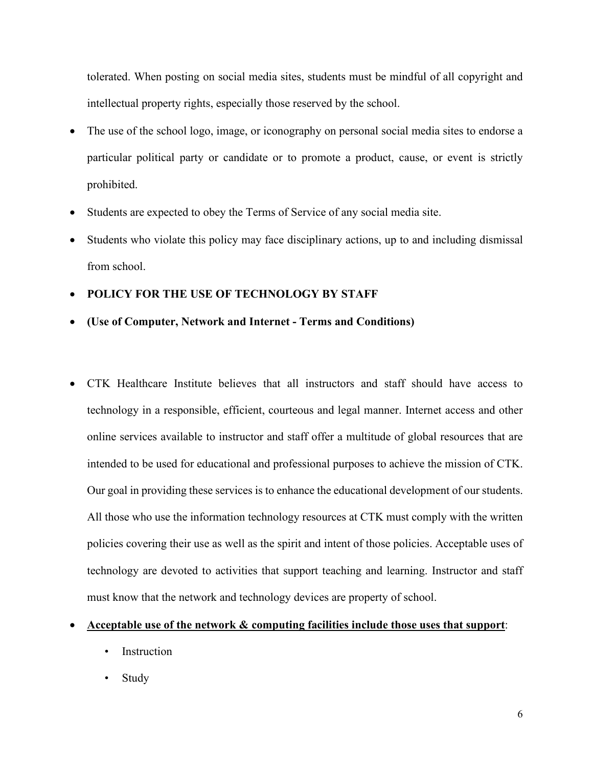tolerated. When posting on social media sites, students must be mindful of all copyright and intellectual property rights, especially those reserved by the school.

- The use of the school logo, image, or iconography on personal social media sites to endorse a particular political party or candidate or to promote a product, cause, or event is strictly prohibited.
- Students are expected to obey the Terms of Service of any social media site.
- Students who violate this policy may face disciplinary actions, up to and including dismissal from school.
- **POLICY FOR THE USE OF TECHNOLOGY BY STAFF**
- **(Use of Computer, Network and Internet - Terms and Conditions)**

- CTK Healthcare Institute believes that all instructors and staff should have access to technology in a responsible, efficient, courteous and legal manner. Internet access and other online services available to instructor and staff offer a multitude of global resources that are intended to be used for educational and professional purposes to achieve the mission of CTK. Our goal in providing these services is to enhance the educational development of our students. All those who use the information technology resources at CTK must comply with the written policies covering their use as well as the spirit and intent of those policies. Acceptable uses of technology are devoted to activities that support teaching and learning. Instructor and staff must know that the network and technology devices are property of school.
- <u>**Acceptable use of the network & computing facilities include those uses that support**</u>:
  - Instruction
  - Study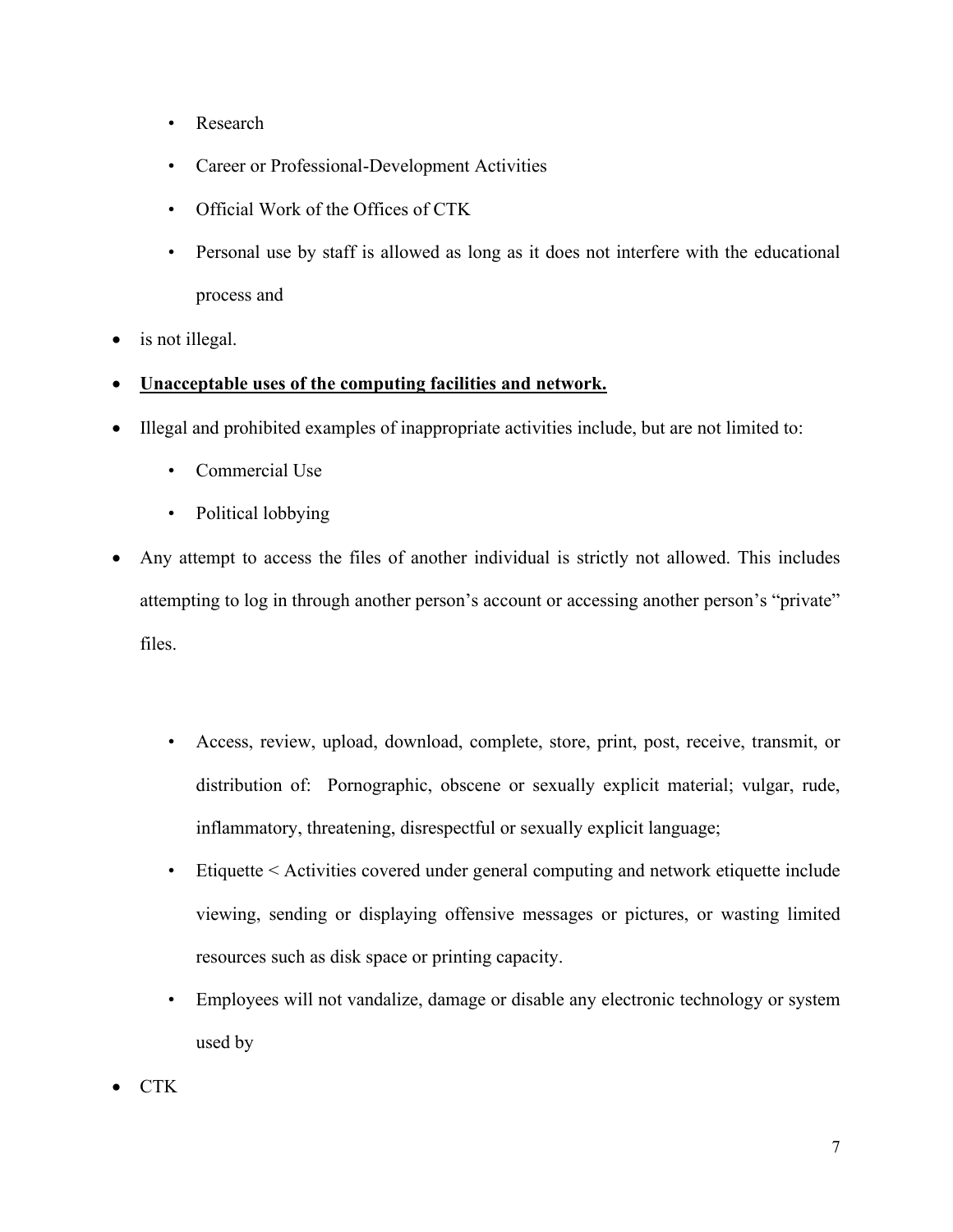- Research
- Career or Professional-Development Activities
- Official Work of the Offices of CTK
- Personal use by staff is allowed as long as it does not interfere with the educational process and

- is not illegal.
- **Unacceptable uses of the computing facilities and network.**
- Illegal and prohibited examples of inappropriate activities include, but are not limited to:
    - Commercial Use
    - Political lobbying
- Any attempt to access the files of another individual is strictly not allowed. This includes attempting to log in through another person's account or accessing another person's "private" files.

    - Access, review, upload, download, complete, store, print, post, receive, transmit, or distribution of:  Pornographic, obscene or sexually explicit material; vulgar, rude, inflammatory, threatening, disrespectful or sexually explicit language;
    - Etiquette < Activities covered under general computing and network etiquette include viewing, sending or displaying offensive messages or pictures, or wasting limited resources such as disk space or printing capacity.
    - Employees will not vandalize, damage or disable any electronic technology or system used by
- CTK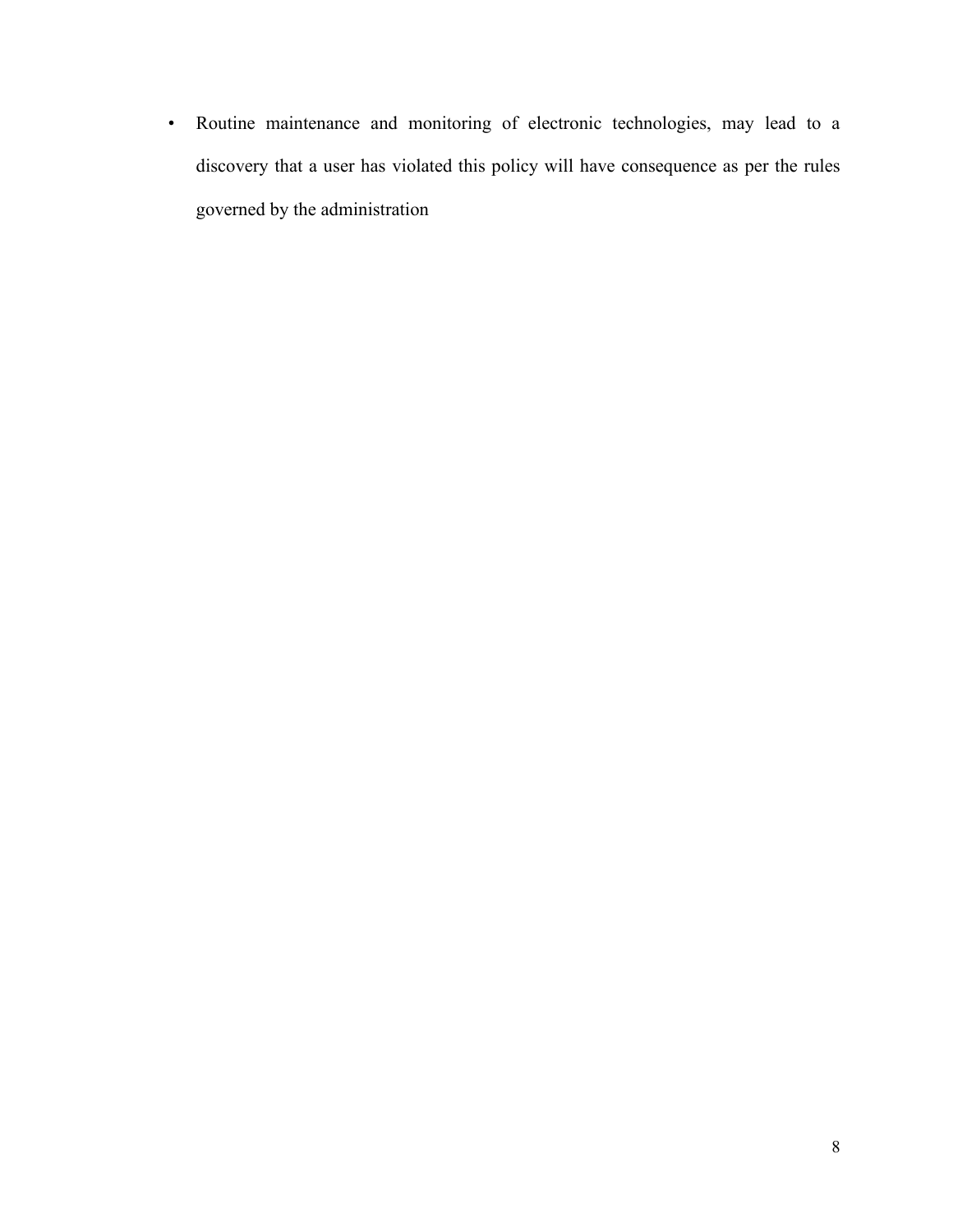- Routine maintenance and monitoring of electronic technologies, may lead to a discovery that a user has violated this policy will have consequence as per the rules governed by the administration